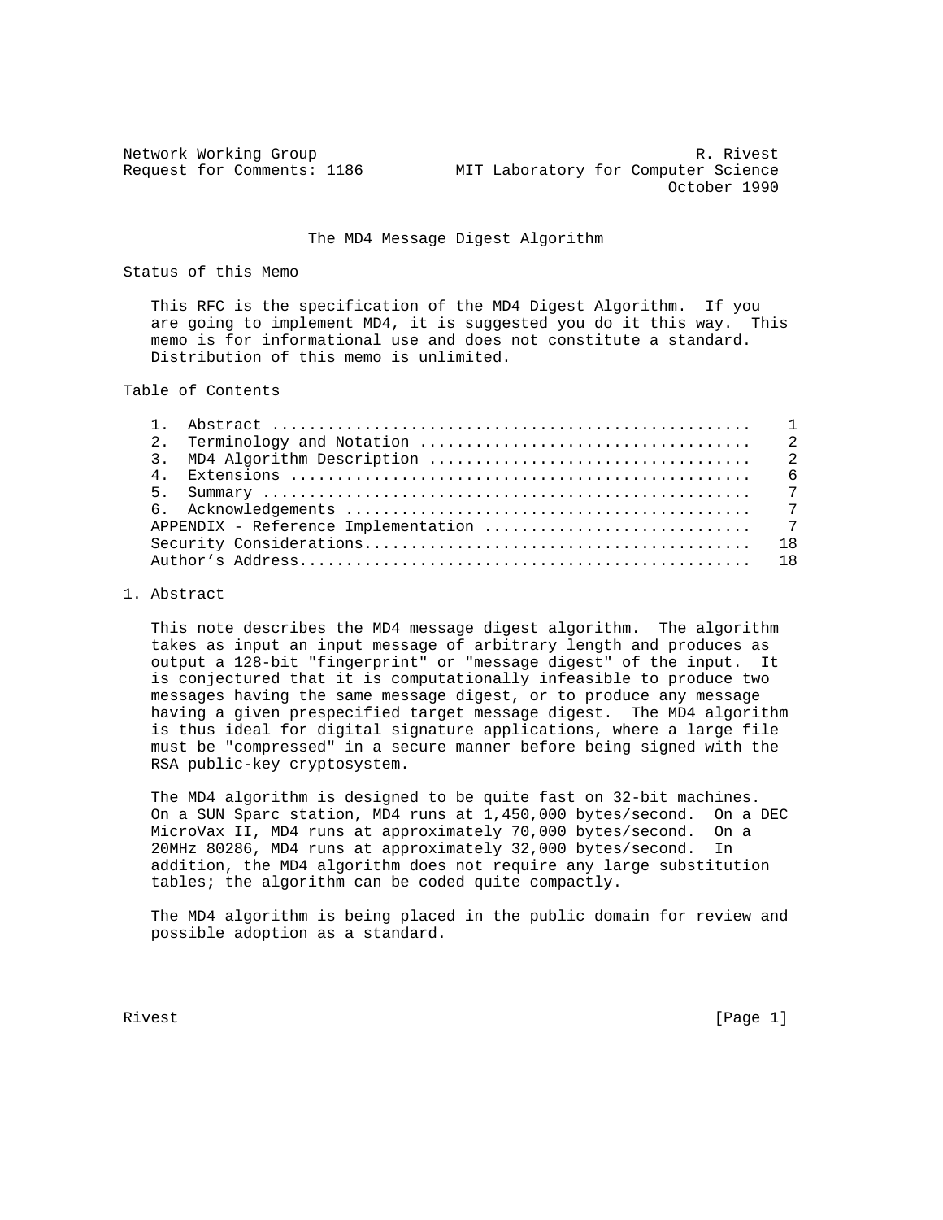Network Working Group R. Rivest
Request for Comments: 1186 MIT Laboratory for Computer Science
October 1990

# The MD4 Message Digest Algorithm

## Status of this Memo

This RFC is the specification of the MD4 Digest Algorithm. If you are going to implement MD4, it is suggested you do it this way. This memo is for informational use and does not constitute a standard. Distribution of this memo is unlimited.

## Table of Contents

| | |
|---|---|
| 1. Abstract | 1 |
| 2. Terminology and Notation | 2 |
| 3. MD4 Algorithm Description | 2 |
| 4. Extensions | 6 |
| 5. Summary | 7 |
| 6. Acknowledgements | 7 |
| APPENDIX - Reference Implementation | 7 |
| Security Considerations | 18 |
| Author's Address | 18 |

## 1. Abstract

This note describes the MD4 message digest algorithm. The algorithm takes as input an input message of arbitrary length and produces as output a 128-bit "fingerprint" or "message digest" of the input. It is conjectured that it is computationally infeasible to produce two messages having the same message digest, or to produce any message having a given prespecified target message digest. The MD4 algorithm is thus ideal for digital signature applications, where a large file must be "compressed" in a secure manner before being signed with the RSA public-key cryptosystem.

The MD4 algorithm is designed to be quite fast on 32-bit machines. On a SUN Sparc station, MD4 runs at 1,450,000 bytes/second. On a DEC MicroVax II, MD4 runs at approximately 70,000 bytes/second. On a 20MHz 80286, MD4 runs at approximately 32,000 bytes/second. In addition, the MD4 algorithm does not require any large substitution tables; the algorithm can be coded quite compactly.

The MD4 algorithm is being placed in the public domain for review and possible adoption as a standard.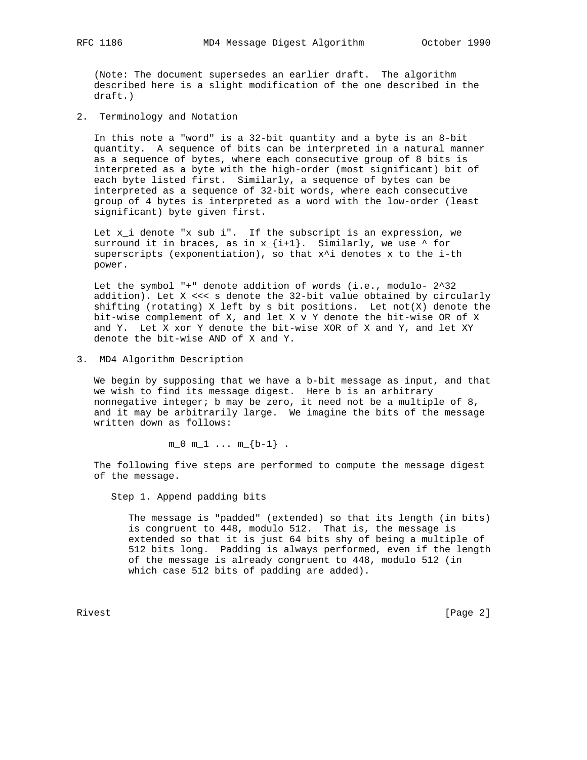(Note: The document supersedes an earlier draft. The algorithm described here is a slight modification of the one described in the draft.)

## 2. Terminology and Notation

In this note a "word" is a 32-bit quantity and a byte is an 8-bit quantity. A sequence of bits can be interpreted in a natural manner as a sequence of bytes, where each consecutive group of 8 bits is interpreted as a byte with the high-order (most significant) bit of each byte listed first. Similarly, a sequence of bytes can be interpreted as a sequence of 32-bit words, where each consecutive group of 4 bytes is interpreted as a word with the low-order (least significant) byte given first.

Let $x_i$ denote "x sub i". If the subscript is an expression, we surround it in braces, as in $x_{i+1}$. Similarly, we use ^ for superscripts (exponentiation), so that $x^i$ denotes x to the i-th power.

Let the symbol "+" denote addition of words (i.e., modulo- $2^{32}$ addition). Let X <<< s denote the 32-bit value obtained by circularly shifting (rotating) X left by s bit positions. Let not(X) denote the bit-wise complement of X, and let X v Y denote the bit-wise OR of X and Y. Let X xor Y denote the bit-wise XOR of X and Y, and let XY denote the bit-wise AND of X and Y.

## 3. MD4 Algorithm Description

We begin by supposing that we have a b-bit message as input, and that we wish to find its message digest. Here b is an arbitrary nonnegative integer; b may be zero, it need not be a multiple of 8, and it may be arbitrarily large. We imagine the bits of the message written down as follows:

$$m_0 \; m_1 \; \ldots \; m_{b-1} \; .$$

The following five steps are performed to compute the message digest of the message.

### Step 1. Append padding bits

The message is "padded" (extended) so that its length (in bits) is congruent to 448, modulo 512. That is, the message is extended so that it is just 64 bits shy of being a multiple of 512 bits long. Padding is always performed, even if the length of the message is already congruent to 448, modulo 512 (in which case 512 bits of padding are added).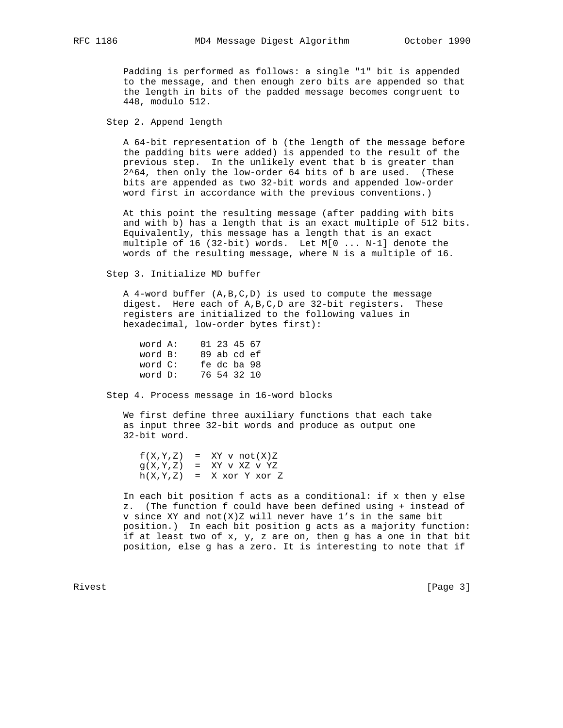Padding is performed as follows: a single "1" bit is appended to the message, and then enough zero bits are appended so that the length in bits of the padded message becomes congruent to 448, modulo 512.

### Step 2. Append length

A 64-bit representation of b (the length of the message before the padding bits were added) is appended to the result of the previous step. In the unlikely event that b is greater than $2^{64}$, then only the low-order 64 bits of b are used. (These bits are appended as two 32-bit words and appended low-order word first in accordance with the previous conventions.)

At this point the resulting message (after padding with bits and with b) has a length that is an exact multiple of 512 bits. Equivalently, this message has a length that is an exact multiple of 16 (32-bit) words. Let M[0 ... N-1] denote the words of the resulting message, where N is a multiple of 16.

### Step 3. Initialize MD buffer

A 4-word buffer (A,B,C,D) is used to compute the message digest. Here each of A,B,C,D are 32-bit registers. These registers are initialized to the following values in hexadecimal, low-order bytes first):

```
word A:    01 23 45 67
word B:    89 ab cd ef
word C:    fe dc ba 98
word D:    76 54 32 10
```

### Step 4. Process message in 16-word blocks

We first define three auxiliary functions that each take as input three 32-bit words and produce as output one 32-bit word.

```
f(X,Y,Z)  =  XY v not(X)Z
g(X,Y,Z)  =  XY v XZ v YZ
h(X,Y,Z)  =  X xor Y xor Z
```

In each bit position f acts as a conditional: if x then y else z. (The function f could have been defined using + instead of v since XY and not(X)Z will never have 1's in the same bit position.) In each bit position g acts as a majority function: if at least two of x, y, z are on, then g has a one in that bit position, else g has a zero. It is interesting to note that if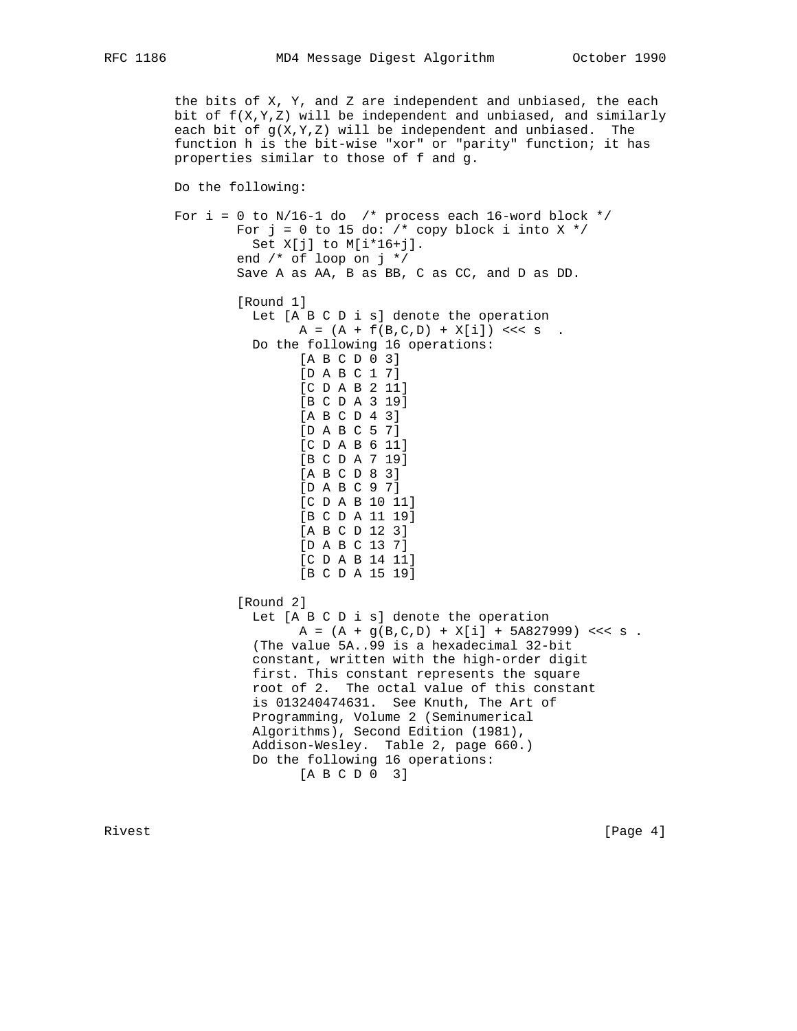the bits of X, Y, and Z are independent and unbiased, the each bit of f(X,Y,Z) will be independent and unbiased, and similarly each bit of g(X,Y,Z) will be independent and unbiased. The function h is the bit-wise "xor" or "parity" function; it has properties similar to those of f and g.

Do the following:

```
For i = 0 to N/16-1 do  /* process each 16-word block */
        For j = 0 to 15 do: /* copy block i into X */
          Set X[j] to M[i*16+j].
        end /* of loop on j */
        Save A as AA, B as BB, C as CC, and D as DD.

        [Round 1]
          Let [A B C D i s] denote the operation
                A = (A + f(B,C,D) + X[i]) <<< s  .
          Do the following 16 operations:
                [A B C D 0 3]
                [D A B C 1 7]
                [C D A B 2 11]
                [B C D A 3 19]
                [A B C D 4 3]
                [D A B C 5 7]
                [C D A B 6 11]
                [B C D A 7 19]
                [A B C D 8 3]
                [D A B C 9 7]
                [C D A B 10 11]
                [B C D A 11 19]
                [A B C D 12 3]
                [D A B C 13 7]
                [C D A B 14 11]
                [B C D A 15 19]

        [Round 2]
          Let [A B C D i s] denote the operation
                A = (A + g(B,C,D) + X[i] + 5A827999) <<< s .
          (The value 5A..99 is a hexadecimal 32-bit
          constant, written with the high-order digit
          first. This constant represents the square
          root of 2.  The octal value of this constant
          is 013240474631.  See Knuth, The Art of
          Programming, Volume 2 (Seminumerical
          Algorithms), Second Edition (1981),
          Addison-Wesley.  Table 2, page 660.)
          Do the following 16 operations:
                [A B C D 0  3]
```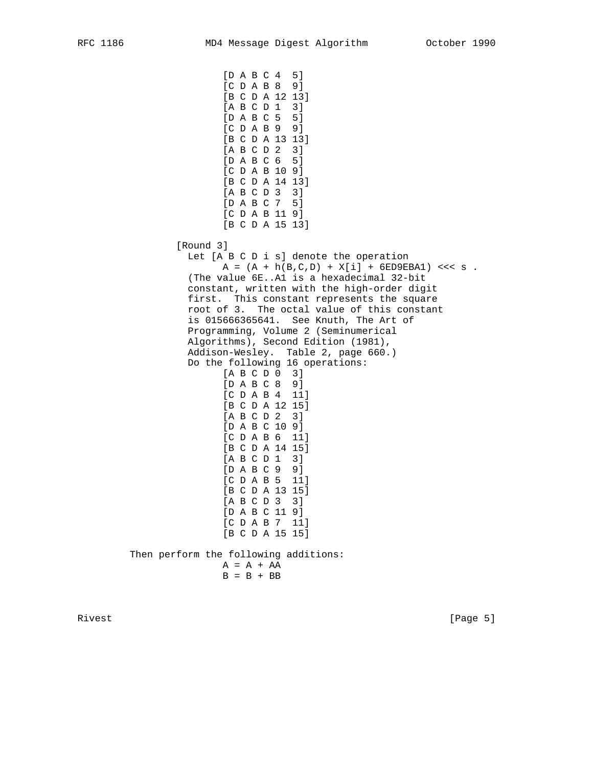```
                  [D A B C 4  5]
                  [C D A B 8  9]
                  [B C D A 12 13]
                  [A B C D 1  3]
                  [D A B C 5  5]
                  [C D A B 9  9]
                  [B C D A 13 13]
                  [A B C D 2  3]
                  [D A B C 6  5]
                  [C D A B 10 9]
                  [B C D A 14 13]
                  [A B C D 3  3]
                  [D A B C 7  5]
                  [C D A B 11 9]
                  [B C D A 15 13]

          [Round 3]
            Let [A B C D i s] denote the operation
                  A = (A + h(B,C,D) + X[i] + 6ED9EBA1) <<< s .
            (The value 6E..A1 is a hexadecimal 32-bit
            constant, written with the high-order digit
            first.  This constant represents the square
            root of 3.  The octal value of this constant
            is 015666365641.  See Knuth, The Art of
            Programming, Volume 2 (Seminumerical
            Algorithms), Second Edition (1981),
            Addison-Wesley.  Table 2, page 660.)
            Do the following 16 operations:
                  [A B C D 0  3]
                  [D A B C 8  9]
                  [C D A B 4  11]
                  [B C D A 12 15]
                  [A B C D 2  3]
                  [D A B C 10 9]
                  [C D A B 6  11]
                  [B C D A 14 15]
                  [A B C D 1  3]
                  [D A B C 9  9]
                  [C D A B 5  11]
                  [B C D A 13 15]
                  [A B C D 3  3]
                  [D A B C 11 9]
                  [C D A B 7  11]
                  [B C D A 15 15]

      Then perform the following additions:
                  A = A + AA
                  B = B + BB
```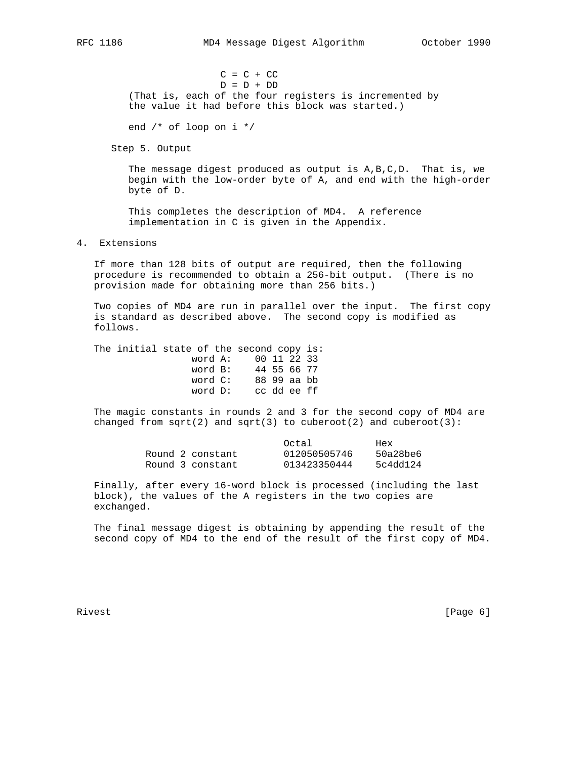```
C = C + CC
D = D + DD
```

(That is, each of the four registers is incremented by the value it had before this block was started.)

```
end /* of loop on i */
```

Step 5. Output

The message digest produced as output is A,B,C,D. That is, we begin with the low-order byte of A, and end with the high-order byte of D.

This completes the description of MD4. A reference implementation in C is given in the Appendix.

## 4. Extensions

If more than 128 bits of output are required, then the following procedure is recommended to obtain a 256-bit output. (There is no provision made for obtaining more than 256 bits.)

Two copies of MD4 are run in parallel over the input. The first copy is standard as described above. The second copy is modified as follows.

The initial state of the second copy is:

```
word A:    00 11 22 33
word B:    44 55 66 77
word C:    88 99 aa bb
word D:    cc dd ee ff
```

The magic constants in rounds 2 and 3 for the second copy of MD4 are changed from sqrt(2) and sqrt(3) to cuberoot(2) and cuberoot(3):

| | Octal | Hex |
|---|---|---|
| Round 2 constant | 012050505746 | 50a28be6 |
| Round 3 constant | 013423350444 | 5c4dd124 |

Finally, after every 16-word block is processed (including the last block), the values of the A registers in the two copies are exchanged.

The final message digest is obtaining by appending the result of the second copy of MD4 to the end of the result of the first copy of MD4.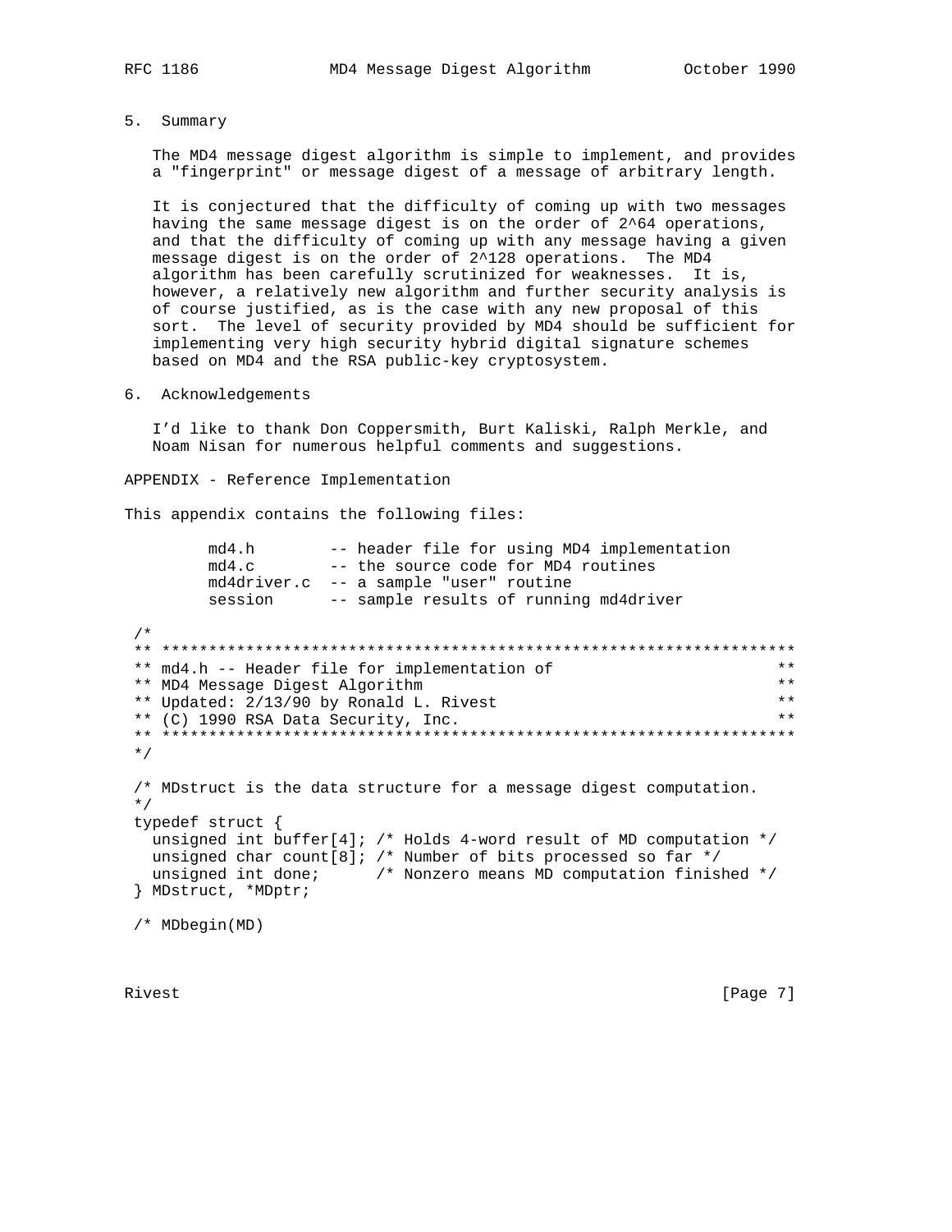## 5. Summary

The MD4 message digest algorithm is simple to implement, and provides a "fingerprint" or message digest of a message of arbitrary length.

It is conjectured that the difficulty of coming up with two messages having the same message digest is on the order of $2^{64}$ operations, and that the difficulty of coming up with any message having a given message digest is on the order of $2^{128}$ operations. The MD4 algorithm has been carefully scrutinized for weaknesses. It is, however, a relatively new algorithm and further security analysis is of course justified, as is the case with any new proposal of this sort. The level of security provided by MD4 should be sufficient for implementing very high security hybrid digital signature schemes based on MD4 and the RSA public-key cryptosystem.

## 6. Acknowledgements

I'd like to thank Don Coppersmith, Burt Kaliski, Ralph Merkle, and Noam Nisan for numerous helpful comments and suggestions.

## APPENDIX - Reference Implementation

This appendix contains the following files:

```
        md4.h        -- header file for using MD4 implementation
        md4.c        -- the source code for MD4 routines
        md4driver.c  -- a sample "user" routine
        session      -- sample results of running md4driver
```

```
 /*
 ** ********************************************************************
 ** md4.h -- Header file for implementation of                        **
 ** MD4 Message Digest Algorithm                                       **
 ** Updated: 2/13/90 by Ronald L. Rivest                               **
 ** (C) 1990 RSA Data Security, Inc.                                   **
 ** ********************************************************************
 */

 /* MDstruct is the data structure for a message digest computation.
 */
 typedef struct {
   unsigned int buffer[4]; /* Holds 4-word result of MD computation */
   unsigned char count[8]; /* Number of bits processed so far */
   unsigned int done;      /* Nonzero means MD computation finished */
 } MDstruct, *MDptr;

 /* MDbegin(MD)
```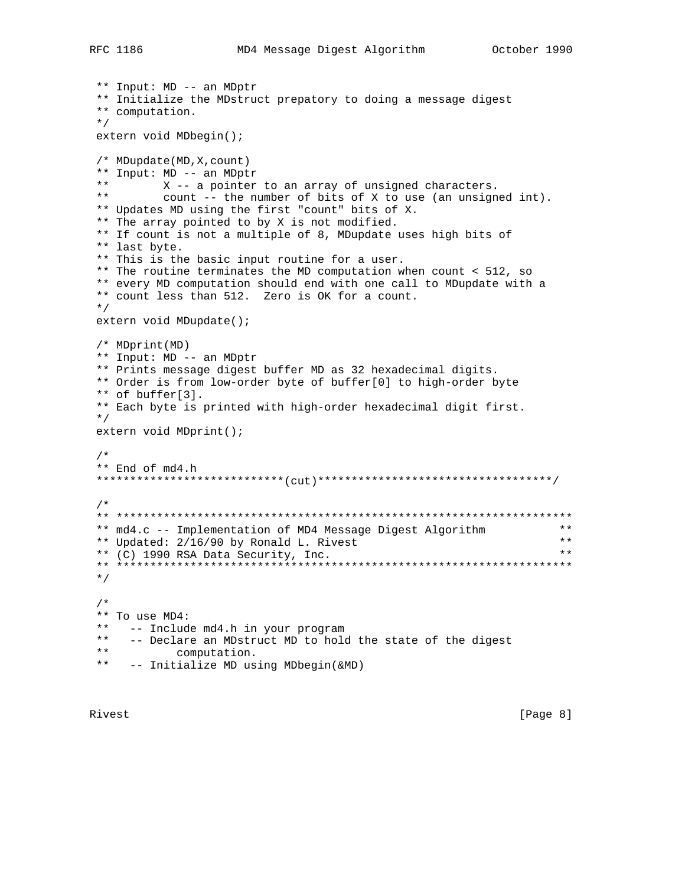```
 ** Input: MD -- an MDptr
 ** Initialize the MDstruct prepatory to doing a message digest
 ** computation.
 */
extern void MDbegin();

/* MDupdate(MD,X,count)
 ** Input: MD -- an MDptr
 **        X -- a pointer to an array of unsigned characters.
 **        count -- the number of bits of X to use (an unsigned int).
 ** Updates MD using the first "count" bits of X.
 ** The array pointed to by X is not modified.
 ** If count is not a multiple of 8, MDupdate uses high bits of
 ** last byte.
 ** This is the basic input routine for a user.
 ** The routine terminates the MD computation when count < 512, so
 ** every MD computation should end with one call to MDupdate with a
 ** count less than 512.  Zero is OK for a count.
 */
extern void MDupdate();

/* MDprint(MD)
 ** Input: MD -- an MDptr
 ** Prints message digest buffer MD as 32 hexadecimal digits.
 ** Order is from low-order byte of buffer[0] to high-order byte
 ** of buffer[3].
 ** Each byte is printed with high-order hexadecimal digit first.
 */
extern void MDprint();

/*
 ** End of md4.h
****************************(cut)***********************************/

/*
 ** **********************************************************************
 ** md4.c -- Implementation of MD4 Message Digest Algorithm            **
 ** Updated: 2/16/90 by Ronald L. Rivest                               **
 ** (C) 1990 RSA Data Security, Inc.                                   **
 ** **********************************************************************
 */

/*
 ** To use MD4:
 **   -- Include md4.h in your program
 **   -- Declare an MDstruct MD to hold the state of the digest
 **          computation.
 **   -- Initialize MD using MDbegin(&MD)
```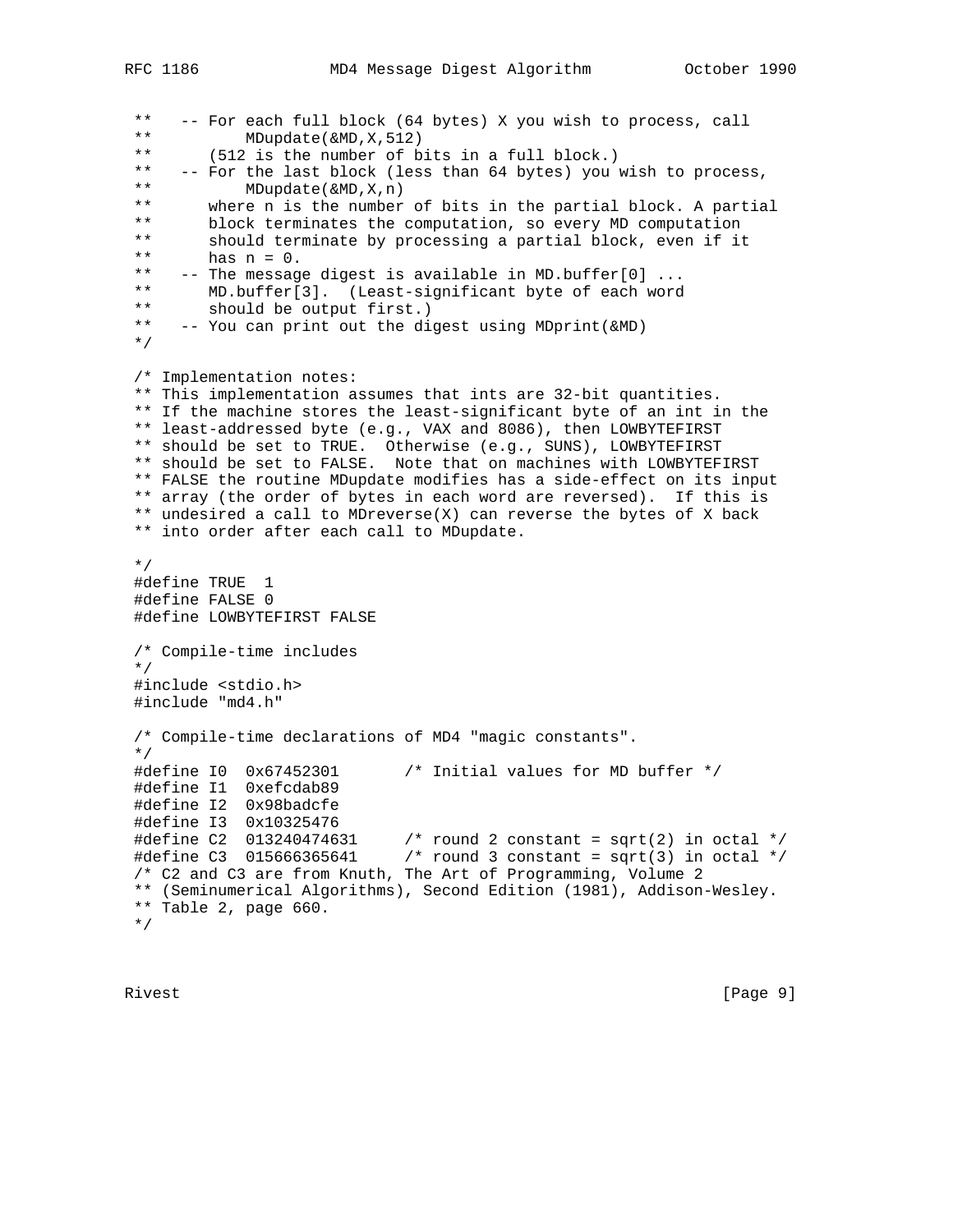```
 **   -- For each full block (64 bytes) X you wish to process, call
 **          MDupdate(&MD,X,512)
 **      (512 is the number of bits in a full block.)
 **   -- For the last block (less than 64 bytes) you wish to process,
 **          MDupdate(&MD,X,n)
 **      where n is the number of bits in the partial block. A partial
 **      block terminates the computation, so every MD computation
 **      should terminate by processing a partial block, even if it
 **      has n = 0.
 **   -- The message digest is available in MD.buffer[0] ...
 **      MD.buffer[3].  (Least-significant byte of each word
 **      should be output first.)
 **   -- You can print out the digest using MDprint(&MD)
 */

 /* Implementation notes:
 ** This implementation assumes that ints are 32-bit quantities.
 ** If the machine stores the least-significant byte of an int in the
 ** least-addressed byte (e.g., VAX and 8086), then LOWBYTEFIRST
 ** should be set to TRUE.  Otherwise (e.g., SUNS), LOWBYTEFIRST
 ** should be set to FALSE.  Note that on machines with LOWBYTEFIRST
 ** FALSE the routine MDupdate modifies has a side-effect on its input
 ** array (the order of bytes in each word are reversed).  If this is
 ** undesired a call to MDreverse(X) can reverse the bytes of X back
 ** into order after each call to MDupdate.

 */
 #define TRUE  1
 #define FALSE 0
 #define LOWBYTEFIRST FALSE

 /* Compile-time includes
 */
 #include <stdio.h>
 #include "md4.h"

 /* Compile-time declarations of MD4 "magic constants".
 */
 #define I0  0x67452301       /* Initial values for MD buffer */
 #define I1  0xefcdab89
 #define I2  0x98badcfe
 #define I3  0x10325476
 #define C2  013240474631     /* round 2 constant = sqrt(2) in octal */
 #define C3  015666365641     /* round 3 constant = sqrt(3) in octal */
 /* C2 and C3 are from Knuth, The Art of Programming, Volume 2
 ** (Seminumerical Algorithms), Second Edition (1981), Addison-Wesley.
 ** Table 2, page 660.
 */
```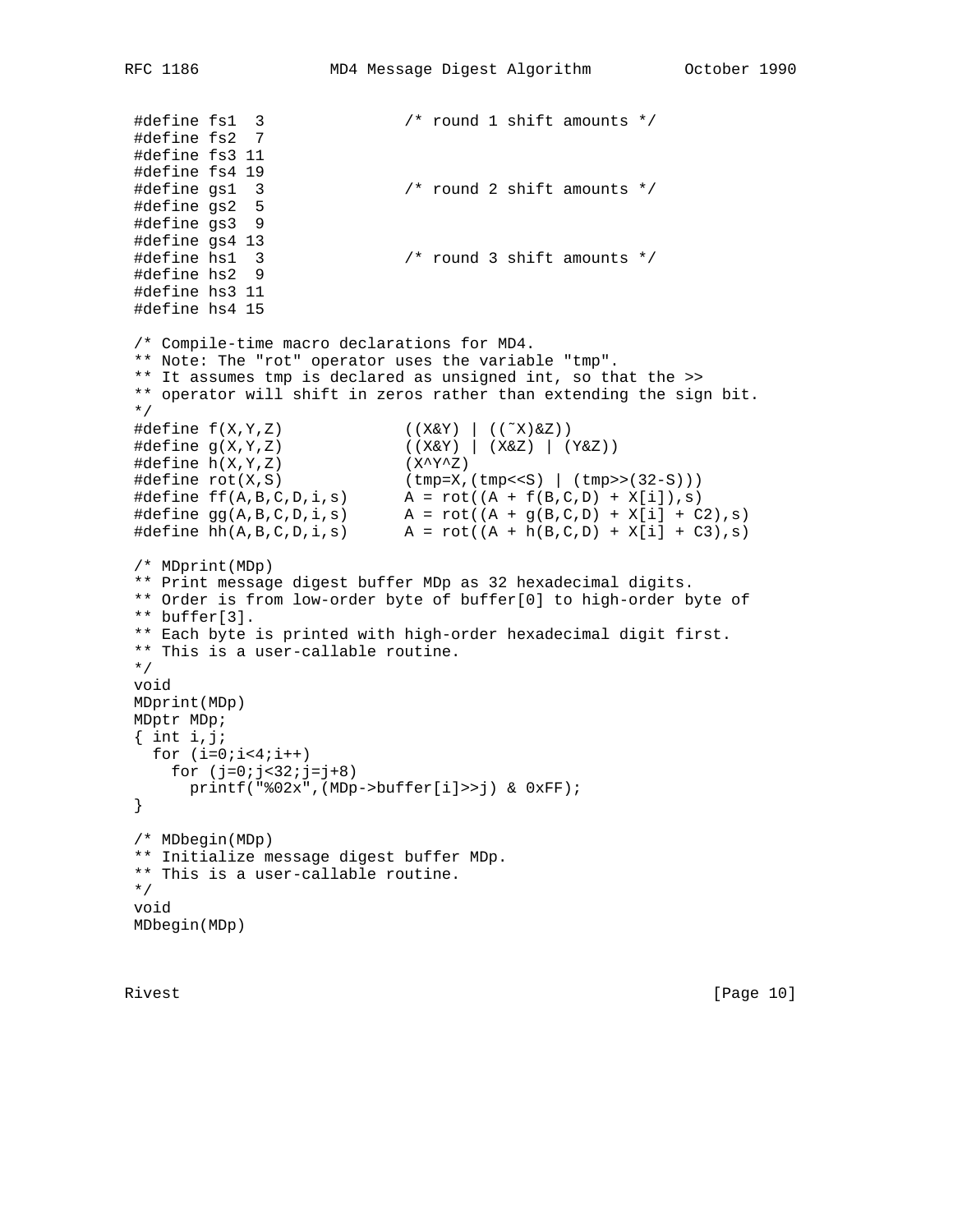```
#define fs1  3               /* round 1 shift amounts */
#define fs2  7
#define fs3 11
#define fs4 19
#define gs1  3               /* round 2 shift amounts */
#define gs2  5
#define gs3  9
#define gs4 13
#define hs1  3               /* round 3 shift amounts */
#define hs2  9
#define hs3 11
#define hs4 15

/* Compile-time macro declarations for MD4.
** Note: The "rot" operator uses the variable "tmp".
** It assumes tmp is declared as unsigned int, so that the >>
** operator will shift in zeros rather than extending the sign bit.
*/
#define f(X,Y,Z)             ((X&Y) | ((~X)&Z))
#define g(X,Y,Z)             ((X&Y) | (X&Z) | (Y&Z))
#define h(X,Y,Z)             (X^Y^Z)
#define rot(X,S)             (tmp=X,(tmp<<S) | (tmp>>(32-S)))
#define ff(A,B,C,D,i,s)      A = rot((A + f(B,C,D) + X[i]),s)
#define gg(A,B,C,D,i,s)      A = rot((A + g(B,C,D) + X[i] + C2),s)
#define hh(A,B,C,D,i,s)      A = rot((A + h(B,C,D) + X[i] + C3),s)

/* MDprint(MDp)
** Print message digest buffer MDp as 32 hexadecimal digits.
** Order is from low-order byte of buffer[0] to high-order byte of
** buffer[3].
** Each byte is printed with high-order hexadecimal digit first.
** This is a user-callable routine.
*/
void
MDprint(MDp)
MDptr MDp;
{ int i,j;
  for (i=0;i<4;i++)
    for (j=0;j<32;j=j+8)
      printf("%02x",(MDp->buffer[i]>>j) & 0xFF);
}

/* MDbegin(MDp)
** Initialize message digest buffer MDp.
** This is a user-callable routine.
*/
void
MDbegin(MDp)
```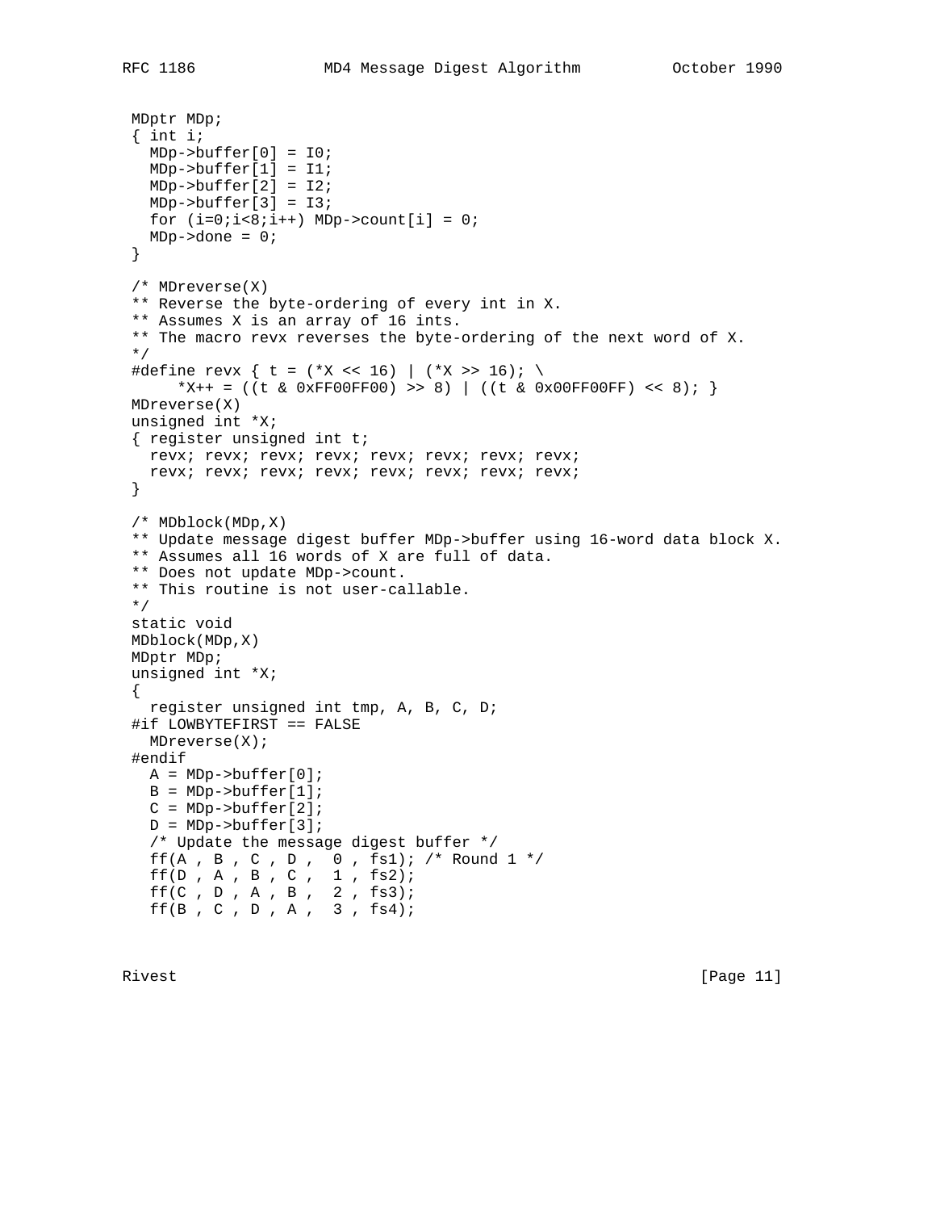```
MDptr MDp;
{ int i;
  MDp->buffer[0] = I0;
  MDp->buffer[1] = I1;
  MDp->buffer[2] = I2;
  MDp->buffer[3] = I3;
  for (i=0;i<8;i++) MDp->count[i] = 0;
  MDp->done = 0;
}

/* MDreverse(X)
** Reverse the byte-ordering of every int in X.
** Assumes X is an array of 16 ints.
** The macro revx reverses the byte-ordering of the next word of X.
*/
#define revx { t = (*X << 16) | (*X >> 16); \
     *X++ = ((t & 0xFF00FF00) >> 8) | ((t & 0x00FF00FF) << 8); }
MDreverse(X)
unsigned int *X;
{ register unsigned int t;
  revx; revx; revx; revx; revx; revx; revx; revx;
  revx; revx; revx; revx; revx; revx; revx; revx;
}

/* MDblock(MDp,X)
** Update message digest buffer MDp->buffer using 16-word data block X.
** Assumes all 16 words of X are full of data.
** Does not update MDp->count.
** This routine is not user-callable.
*/
static void
MDblock(MDp,X)
MDptr MDp;
unsigned int *X;
{
  register unsigned int tmp, A, B, C, D;
#if LOWBYTEFIRST == FALSE
  MDreverse(X);
#endif
  A = MDp->buffer[0];
  B = MDp->buffer[1];
  C = MDp->buffer[2];
  D = MDp->buffer[3];
  /* Update the message digest buffer */
  ff(A , B , C , D ,  0 , fs1); /* Round 1 */
  ff(D , A , B , C ,  1 , fs2);
  ff(C , D , A , B ,  2 , fs3);
  ff(B , C , D , A ,  3 , fs4);
```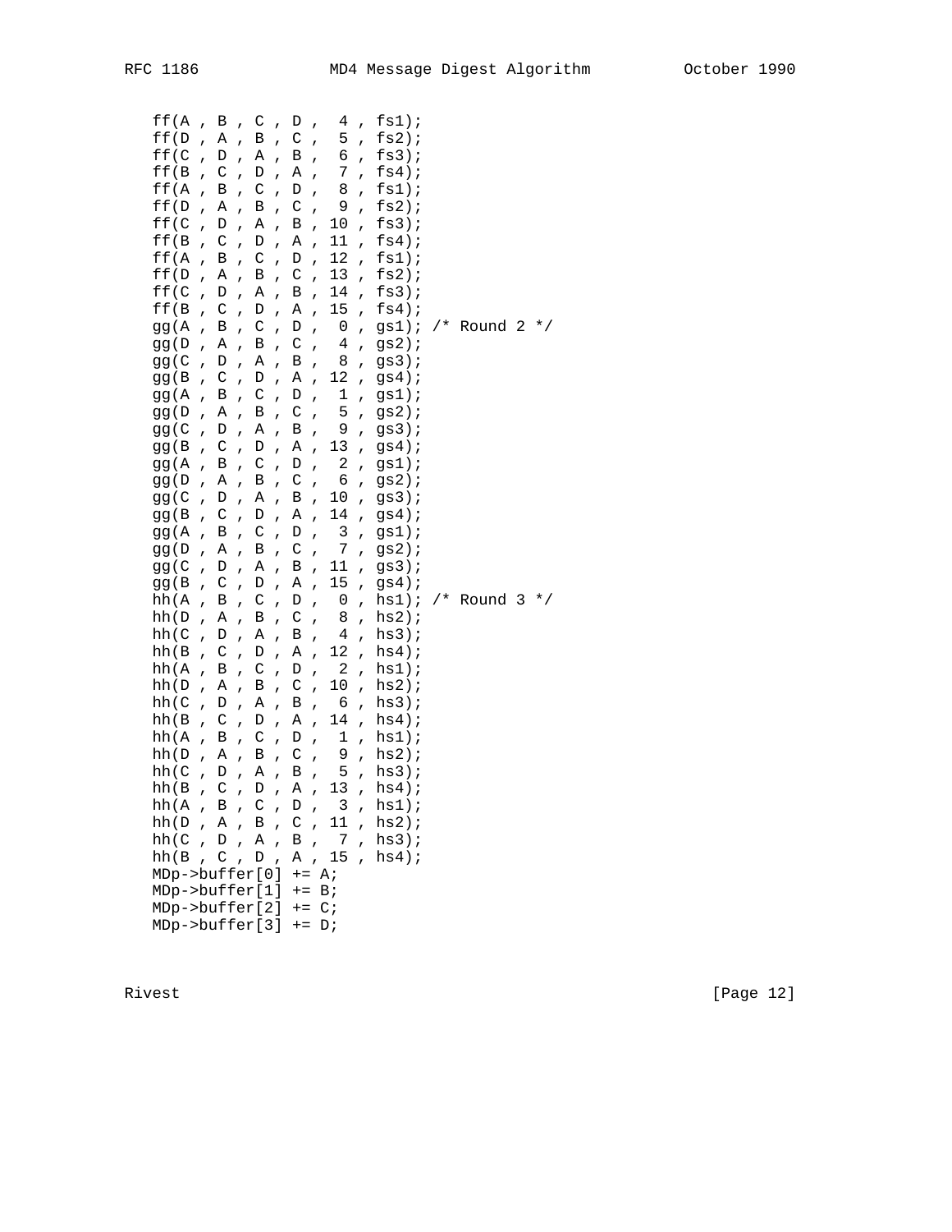```
   ff(A , B , C , D ,  4 , fs1);
   ff(D , A , B , C ,  5 , fs2);
   ff(C , D , A , B ,  6 , fs3);
   ff(B , C , D , A ,  7 , fs4);
   ff(A , B , C , D ,  8 , fs1);
   ff(D , A , B , C ,  9 , fs2);
   ff(C , D , A , B , 10 , fs3);
   ff(B , C , D , A , 11 , fs4);
   ff(A , B , C , D , 12 , fs1);
   ff(D , A , B , C , 13 , fs2);
   ff(C , D , A , B , 14 , fs3);
   ff(B , C , D , A , 15 , fs4);
   gg(A , B , C , D ,  0 , gs1); /* Round 2 */
   gg(D , A , B , C ,  4 , gs2);
   gg(C , D , A , B ,  8 , gs3);
   gg(B , C , D , A , 12 , gs4);
   gg(A , B , C , D ,  1 , gs1);
   gg(D , A , B , C ,  5 , gs2);
   gg(C , D , A , B ,  9 , gs3);
   gg(B , C , D , A , 13 , gs4);
   gg(A , B , C , D ,  2 , gs1);
   gg(D , A , B , C ,  6 , gs2);
   gg(C , D , A , B , 10 , gs3);
   gg(B , C , D , A , 14 , gs4);
   gg(A , B , C , D ,  3 , gs1);
   gg(D , A , B , C ,  7 , gs2);
   gg(C , D , A , B , 11 , gs3);
   gg(B , C , D , A , 15 , gs4);
   hh(A , B , C , D ,  0 , hs1); /* Round 3 */
   hh(D , A , B , C ,  8 , hs2);
   hh(C , D , A , B ,  4 , hs3);
   hh(B , C , D , A , 12 , hs4);
   hh(A , B , C , D ,  2 , hs1);
   hh(D , A , B , C , 10 , hs2);
   hh(C , D , A , B ,  6 , hs3);
   hh(B , C , D , A , 14 , hs4);
   hh(A , B , C , D ,  1 , hs1);
   hh(D , A , B , C ,  9 , hs2);
   hh(C , D , A , B ,  5 , hs3);
   hh(B , C , D , A , 13 , hs4);
   hh(A , B , C , D ,  3 , hs1);
   hh(D , A , B , C , 11 , hs2);
   hh(C , D , A , B ,  7 , hs3);
   hh(B , C , D , A , 15 , hs4);
   MDp->buffer[0] += A;
   MDp->buffer[1] += B;
   MDp->buffer[2] += C;
   MDp->buffer[3] += D;
```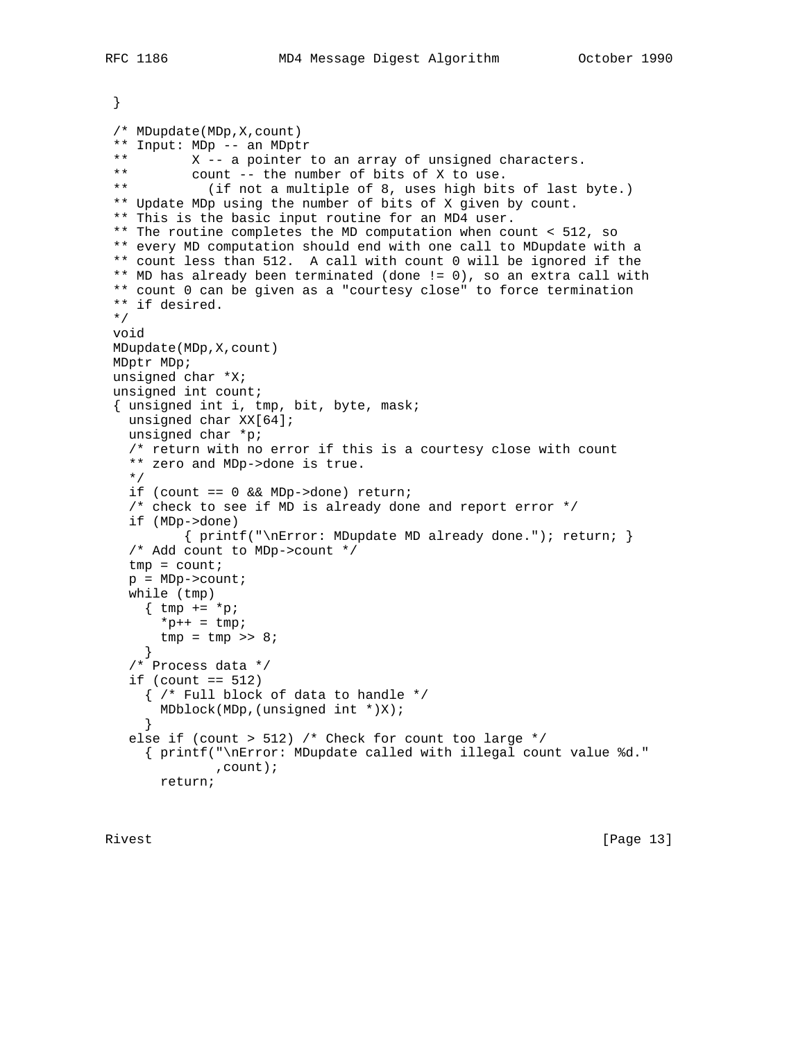```
 }

 /* MDupdate(MDp,X,count)
 ** Input: MDp -- an MDptr
 **        X -- a pointer to an array of unsigned characters.
 **        count -- the number of bits of X to use.
 **          (if not a multiple of 8, uses high bits of last byte.)
 ** Update MDp using the number of bits of X given by count.
 ** This is the basic input routine for an MD4 user.
 ** The routine completes the MD computation when count < 512, so
 ** every MD computation should end with one call to MDupdate with a
 ** count less than 512.  A call with count 0 will be ignored if the
 ** MD has already been terminated (done != 0), so an extra call with
 ** count 0 can be given as a "courtesy close" to force termination
 ** if desired.
 */
 void
 MDupdate(MDp,X,count)
 MDptr MDp;
 unsigned char *X;
 unsigned int count;
 { unsigned int i, tmp, bit, byte, mask;
   unsigned char XX[64];
   unsigned char *p;
   /* return with no error if this is a courtesy close with count
   ** zero and MDp->done is true.
   */
   if (count == 0 && MDp->done) return;
   /* check to see if MD is already done and report error */
   if (MDp->done)
          { printf("\nError: MDupdate MD already done."); return; }
   /* Add count to MDp->count */
   tmp = count;
   p = MDp->count;
   while (tmp)
     { tmp += *p;
       *p++ = tmp;
       tmp = tmp >> 8;
     }
   /* Process data */
   if (count == 512)
     { /* Full block of data to handle */
       MDblock(MDp,(unsigned int *)X);
     }
   else if (count > 512) /* Check for count too large */
     { printf("\nError: MDupdate called with illegal count value %d."
              ,count);
       return;
```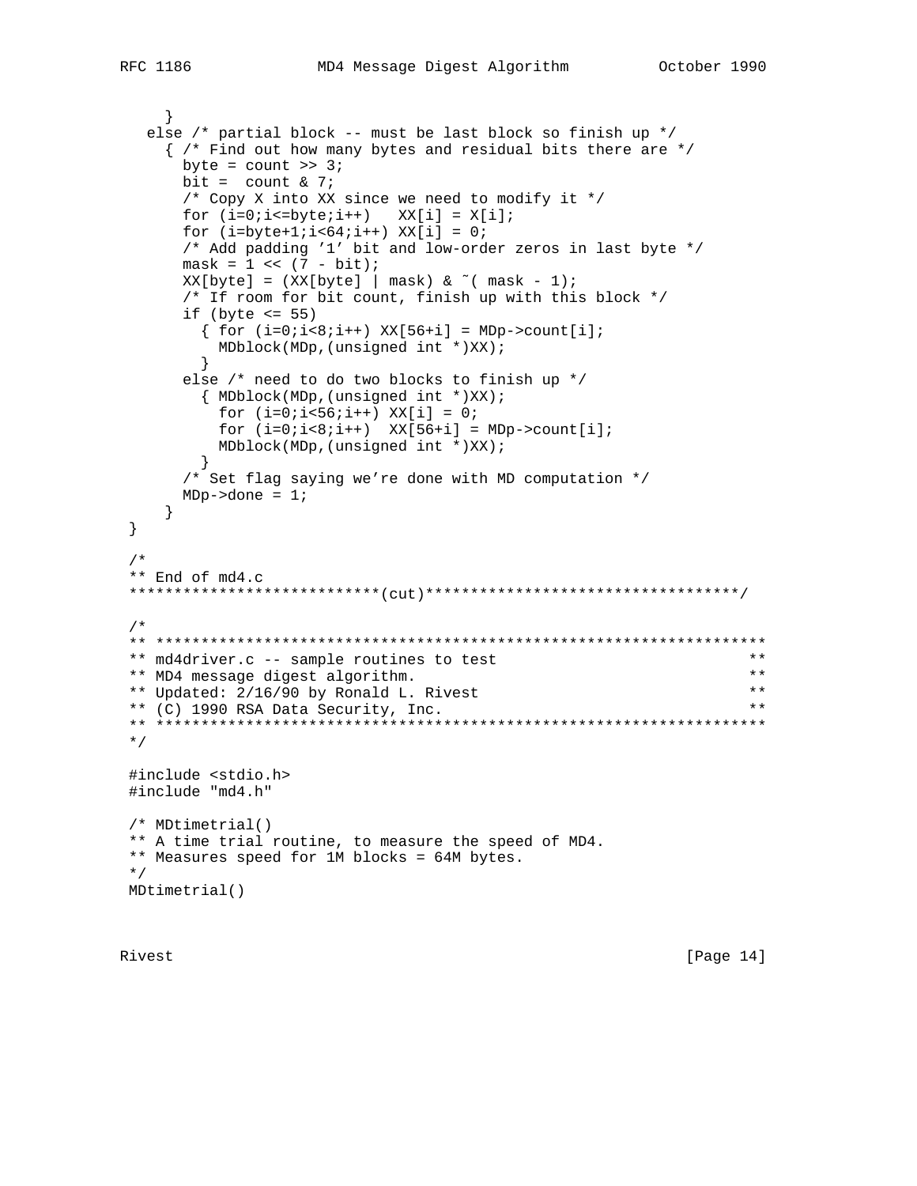```
    }
  else /* partial block -- must be last block so finish up */
    { /* Find out how many bytes and residual bits there are */
      byte = count >> 3;
      bit =  count & 7;
      /* Copy X into XX since we need to modify it */
      for (i=0;i<=byte;i++)   XX[i] = X[i];
      for (i=byte+1;i<64;i++) XX[i] = 0;
      /* Add padding '1' bit and low-order zeros in last byte */
      mask = 1 << (7 - bit);
      XX[byte] = (XX[byte] | mask) & ~( mask - 1);
      /* If room for bit count, finish up with this block */
      if (byte <= 55)
        { for (i=0;i<8;i++) XX[56+i] = MDp->count[i];
          MDblock(MDp,(unsigned int *)XX);
        }
      else /* need to do two blocks to finish up */
        { MDblock(MDp,(unsigned int *)XX);
          for (i=0;i<56;i++) XX[i] = 0;
          for (i=0;i<8;i++)  XX[56+i] = MDp->count[i];
          MDblock(MDp,(unsigned int *)XX);
        }
      /* Set flag saying we're done with MD computation */
      MDp->done = 1;
    }
}

/*
** End of md4.c
****************************(cut)***********************************/

/*
** ********************************************************************
** md4driver.c -- sample routines to test                            **
** MD4 message digest algorithm.                                     **
** Updated: 2/16/90 by Ronald L. Rivest                              **
** (C) 1990 RSA Data Security, Inc.                                  **
** ********************************************************************
*/

#include <stdio.h>
#include "md4.h"

/* MDtimetrial()
** A time trial routine, to measure the speed of MD4.
** Measures speed for 1M blocks = 64M bytes.
*/
MDtimetrial()
```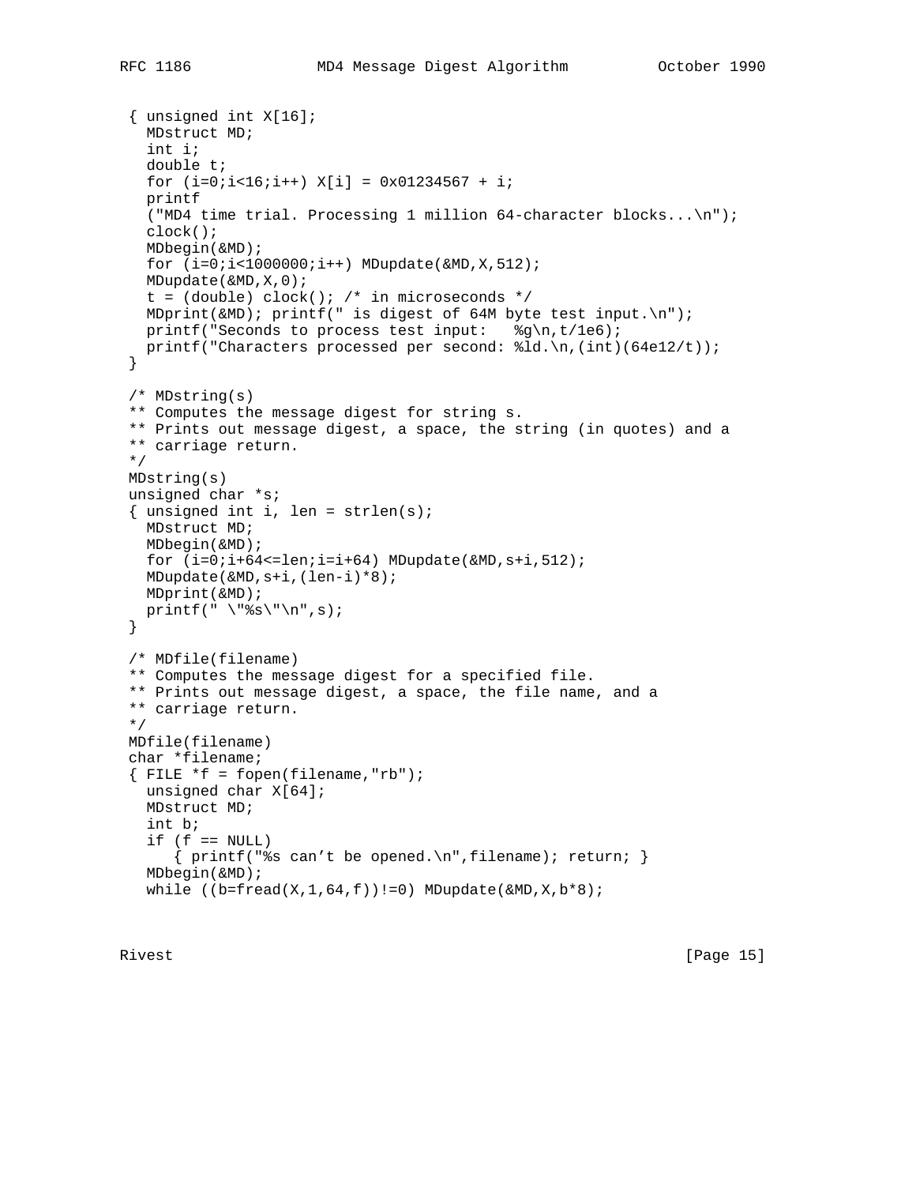```
 { unsigned int X[16];
   MDstruct MD;
   int i;
   double t;
   for (i=0;i<16;i++) X[i] = 0x01234567 + i;
   printf
   ("MD4 time trial. Processing 1 million 64-character blocks...\n");
   clock();
   MDbegin(&MD);
   for (i=0;i<1000000;i++) MDupdate(&MD,X,512);
   MDupdate(&MD,X,0);
   t = (double) clock(); /* in microseconds */
   MDprint(&MD); printf(" is digest of 64M byte test input.\n");
   printf("Seconds to process test input:   %g\n,t/1e6);
   printf("Characters processed per second: %ld.\n,(int)(64e12/t));
 }

 /* MDstring(s)
 ** Computes the message digest for string s.
 ** Prints out message digest, a space, the string (in quotes) and a
 ** carriage return.
 */
 MDstring(s)
 unsigned char *s;
 { unsigned int i, len = strlen(s);
   MDstruct MD;
   MDbegin(&MD);
   for (i=0;i+64<=len;i=i+64) MDupdate(&MD,s+i,512);
   MDupdate(&MD,s+i,(len-i)*8);
   MDprint(&MD);
   printf(" \"%s\"\n",s);
 }

 /* MDfile(filename)
 ** Computes the message digest for a specified file.
 ** Prints out message digest, a space, the file name, and a
 ** carriage return.
 */
 MDfile(filename)
 char *filename;
 { FILE *f = fopen(filename,"rb");
   unsigned char X[64];
   MDstruct MD;
   int b;
   if (f == NULL)
      { printf("%s can't be opened.\n",filename); return; }
   MDbegin(&MD);
   while ((b=fread(X,1,64,f))!=0) MDupdate(&MD,X,b*8);
```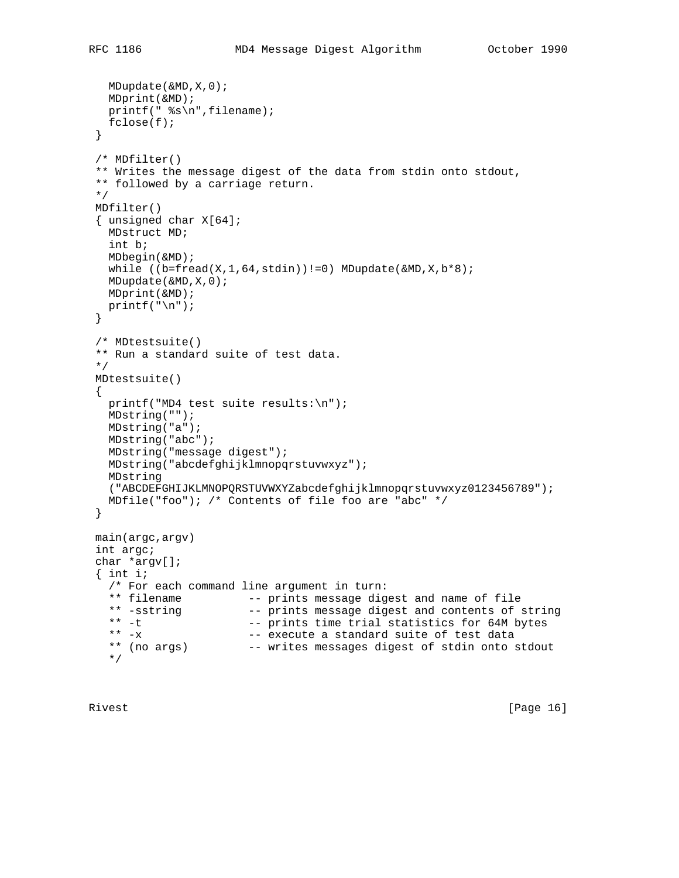```
   MDupdate(&MD,X,0);
   MDprint(&MD);
   printf(" %s\n",filename);
   fclose(f);
 }

 /* MDfilter()
 ** Writes the message digest of the data from stdin onto stdout,
 ** followed by a carriage return.
 */
 MDfilter()
 { unsigned char X[64];
   MDstruct MD;
   int b;
   MDbegin(&MD);
   while ((b=fread(X,1,64,stdin))!=0) MDupdate(&MD,X,b*8);
   MDupdate(&MD,X,0);
   MDprint(&MD);
   printf("\n");
 }

 /* MDtestsuite()
 ** Run a standard suite of test data.
 */
 MDtestsuite()
 {
   printf("MD4 test suite results:\n");
   MDstring("");
   MDstring("a");
   MDstring("abc");
   MDstring("message digest");
   MDstring("abcdefghijklmnopqrstuvwxyz");
   MDstring
   ("ABCDEFGHIJKLMNOPQRSTUVWXYZabcdefghijklmnopqrstuvwxyz0123456789");
   MDfile("foo"); /* Contents of file foo are "abc" */
 }

 main(argc,argv)
 int argc;
 char *argv[];
 { int i;
   /* For each command line argument in turn:
   ** filename          -- prints message digest and name of file
   ** -sstring          -- prints message digest and contents of string
   ** -t                -- prints time trial statistics for 64M bytes
   ** -x                -- execute a standard suite of test data
   ** (no args)         -- writes messages digest of stdin onto stdout
   */
```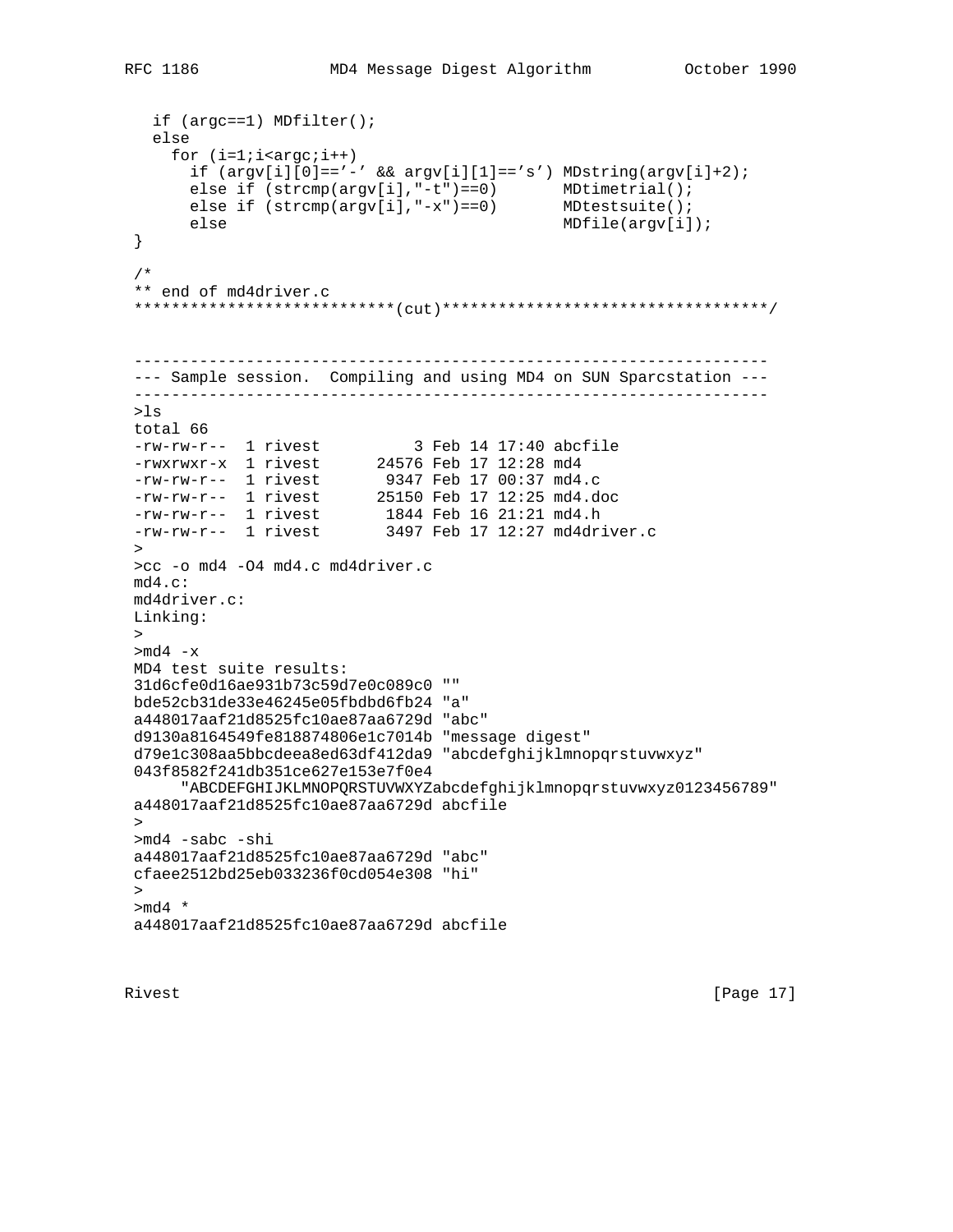```
  if (argc==1) MDfilter();
  else
    for (i=1;i<argc;i++)
      if (argv[i][0]=='-' && argv[i][1]=='s') MDstring(argv[i]+2);
      else if (strcmp(argv[i],"-t")==0)       MDtimetrial();
      else if (strcmp(argv[i],"-x")==0)       MDtestsuite();
      else                                    MDfile(argv[i]);
}

/*
** end of md4driver.c
****************************(cut)***********************************/
```

```
--------------------------------------------------------------------
--- Sample session.  Compiling and using MD4 on SUN Sparcstation ---
--------------------------------------------------------------------
>ls
total 66
-rw-rw-r--  1 rivest          3 Feb 14 17:40 abcfile
-rwxrwxr-x  1 rivest      24576 Feb 17 12:28 md4
-rw-rw-r--  1 rivest       9347 Feb 17 00:37 md4.c
-rw-rw-r--  1 rivest      25150 Feb 17 12:25 md4.doc
-rw-rw-r--  1 rivest       1844 Feb 16 21:21 md4.h
-rw-rw-r--  1 rivest       3497 Feb 17 12:27 md4driver.c
>
>cc -o md4 -O4 md4.c md4driver.c
md4.c:
md4driver.c:
Linking:
>
>md4 -x
MD4 test suite results:
31d6cfe0d16ae931b73c59d7e0c089c0 ""
bde52cb31de33e46245e05fbdbd6fb24 "a"
a448017aaf21d8525fc10ae87aa6729d "abc"
d9130a8164549fe818874806e1c7014b "message digest"
d79e1c308aa5bbcdeea8ed63df412da9 "abcdefghijklmnopqrstuvwxyz"
043f8582f241db351ce627e153e7f0e4
     "ABCDEFGHIJKLMNOPQRSTUVWXYZabcdefghijklmnopqrstuvwxyz0123456789"
a448017aaf21d8525fc10ae87aa6729d abcfile
>
>md4 -sabc -shi
a448017aaf21d8525fc10ae87aa6729d "abc"
cfaee2512bd25eb033236f0cd054e308 "hi"
>
>md4 *
a448017aaf21d8525fc10ae87aa6729d abcfile
```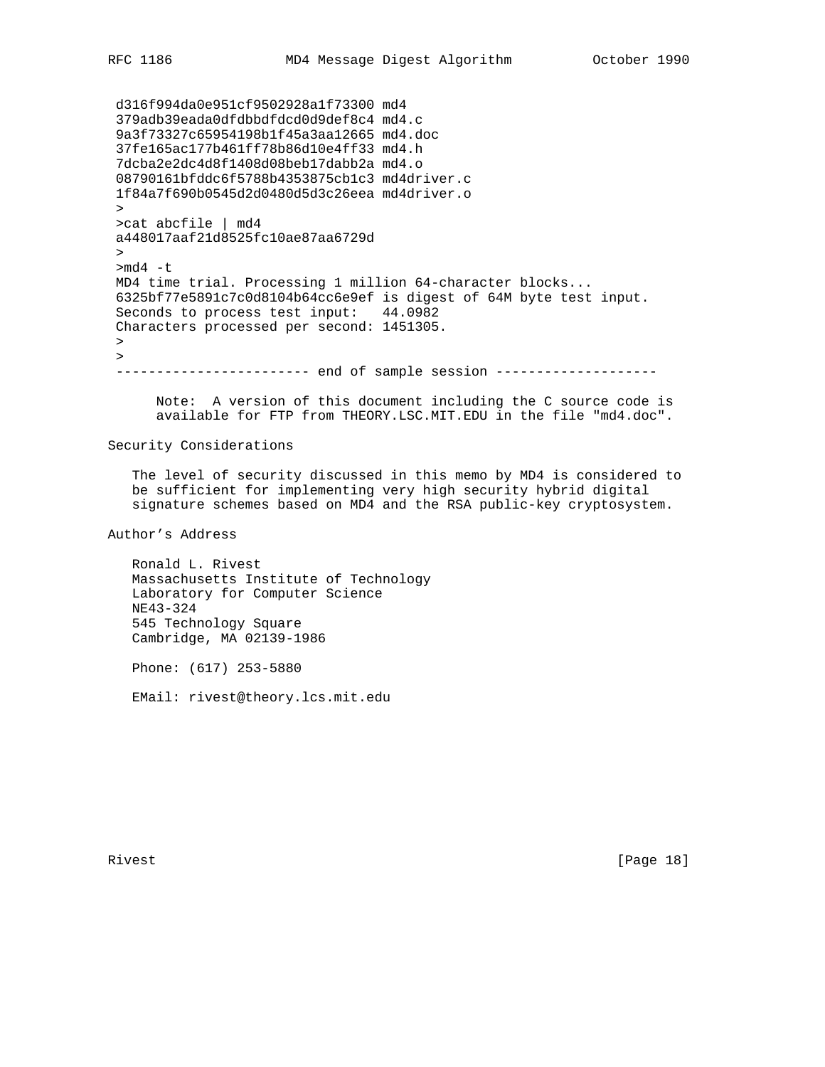```
d316f994da0e951cf9502928a1f73300 md4
379adb39eada0dfdbbdfdcd0d9def8c4 md4.c
9a3f73327c65954198b1f45a3aa12665 md4.doc
37fe165ac177b461ff78b86d10e4ff33 md4.h
7dcba2e2dc4d8f1408d08beb17dabb2a md4.o
08790161bfddc6f5788b4353875cb1c3 md4driver.c
1f84a7f690b0545d2d0480d5d3c26eea md4driver.o
>
>cat abcfile | md4
a448017aaf21d8525fc10ae87aa6729d
>
>md4 -t
MD4 time trial. Processing 1 million 64-character blocks...
6325bf77e5891c7c0d8104b64cc6e9ef is digest of 64M byte test input.
Seconds to process test input:   44.0982
Characters processed per second: 1451305.
>
>
------------------------ end of sample session --------------------
```

Note: A version of this document including the C source code is available for FTP from THEORY.LSC.MIT.EDU in the file "md4.doc".

## Security Considerations

The level of security discussed in this memo by MD4 is considered to be sufficient for implementing very high security hybrid digital signature schemes based on MD4 and the RSA public-key cryptosystem.

## Author's Address

Ronald L. Rivest
Massachusetts Institute of Technology
Laboratory for Computer Science
NE43-324
545 Technology Square
Cambridge, MA 02139-1986

Phone: (617) 253-5880

EMail: rivest@theory.lcs.mit.edu